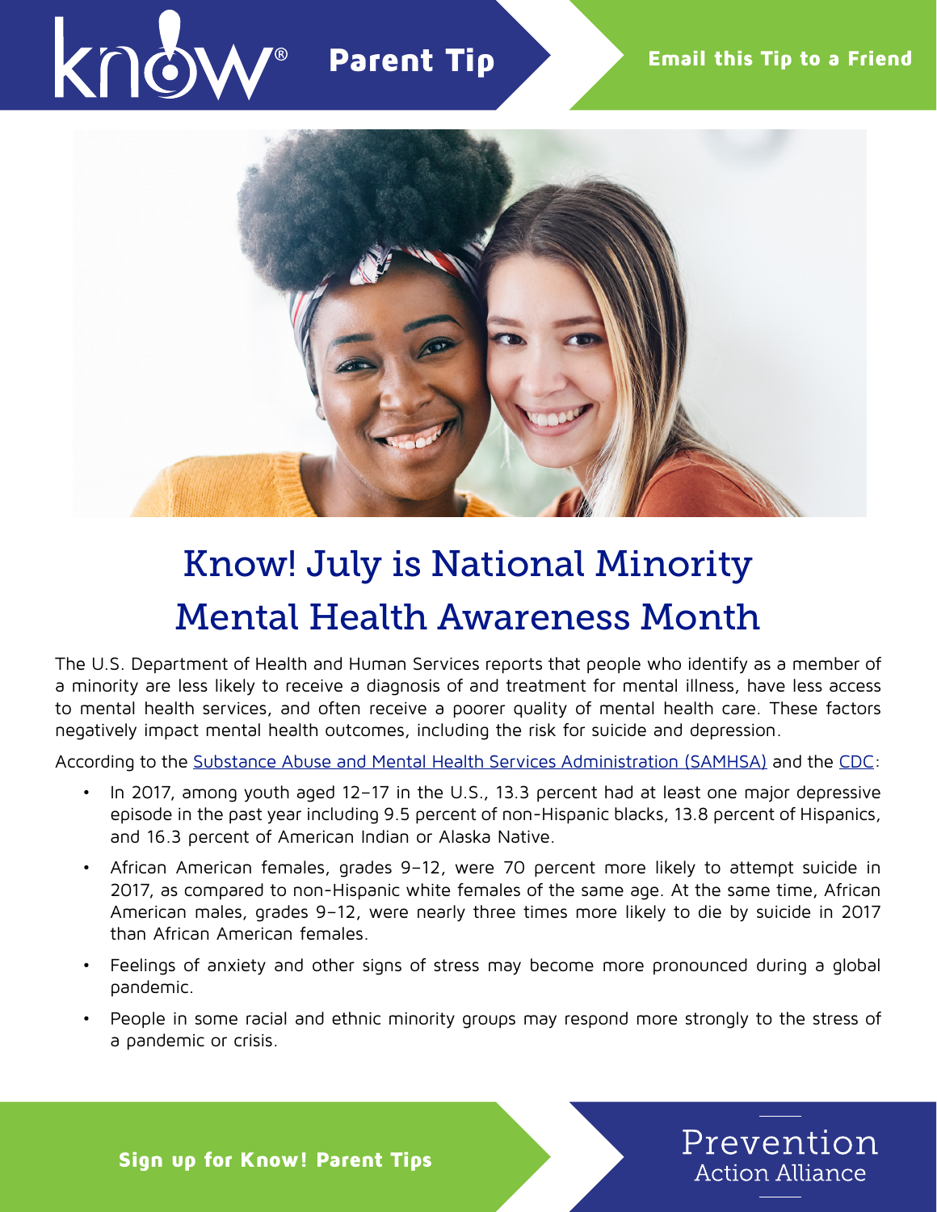Know! Parent Tip

Email this Tip to a Friend

# Know! July is National Minority Mental Health Awareness Month

The U.S. Department of Health and Human Services reports that people who identify as a member of a minority are less likely to receive a diagnosis of and treatment for mental illness, have less access to mental health services, and often receive a poorer quality of mental health care. These factors negatively impact mental health outcomes, including the risk for suicide and depression.

According to the Substance Abuse and Mental Health Services Administration (SAMHSA) and the CDC:

- In 2017, among youth aged 12–17 in the U.S., 13.3 percent had at least one major depressive episode in the past year including 9.5 percent of non-Hispanic blacks, 13.8 percent of Hispanics, and 16.3 percent of American Indian or Alaska Native.
- African American females, grades 9–12, were 70 percent more likely to attempt suicide in 2017, as compared to non-Hispanic white females of the same age. At the same time, African American males, grades 9–12, were nearly three times more likely to die by suicide in 2017 than African American females.
- Feelings of anxiety and other signs of stress may become more pronounced during a global pandemic.
- People in some racial and ethnic minority groups may respond more strongly to the stress of a pandemic or crisis.

Sign up for Know! Parent Tips

Prevention Action Alliance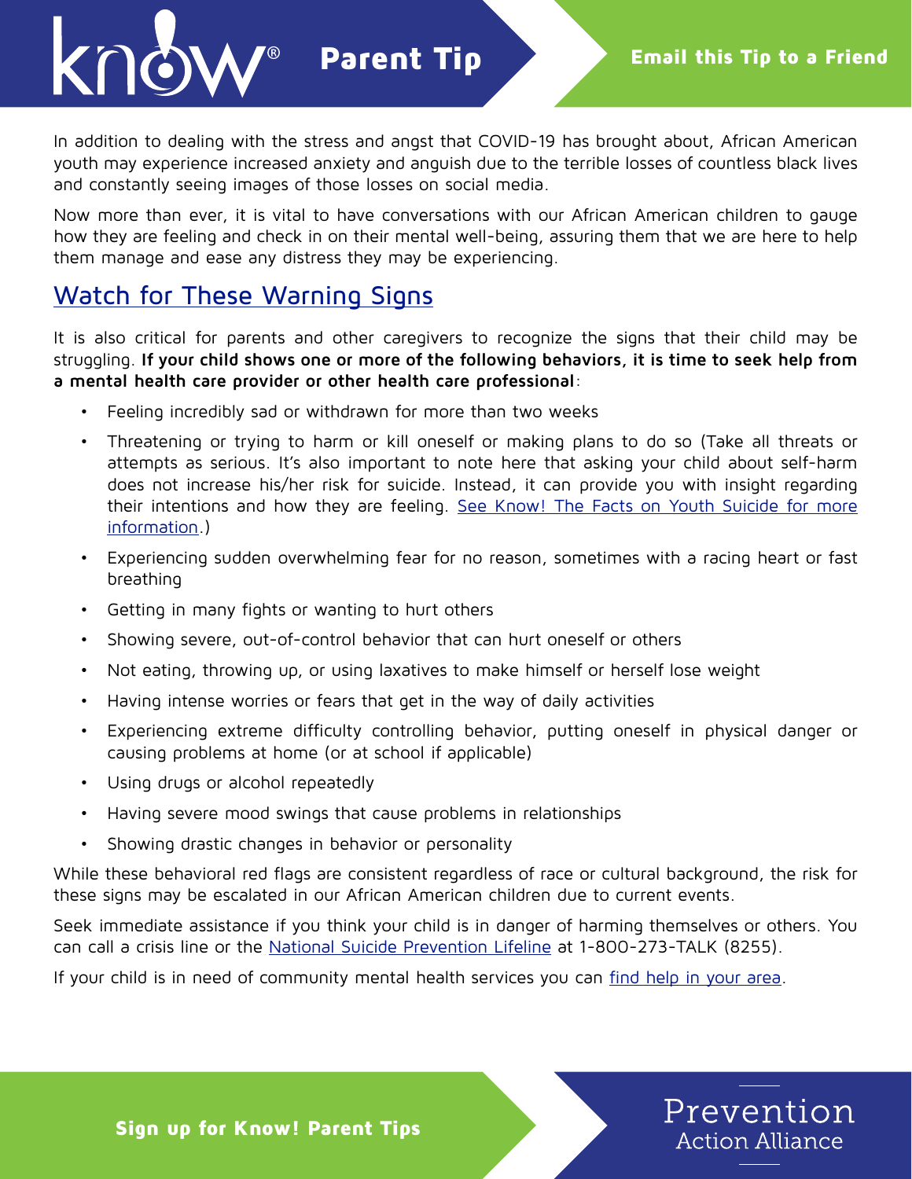In addition to dealing with the stress and angst that COVID-19 has brought about, African American youth may experience increased anxiety and anguish due to the terrible losses of countless black lives and constantly seeing images of those losses on social media.

Now more than ever, it is vital to have conversations with our African American children to gauge how they are feeling and check in on their mental well-being, assuring them that we are here to help them manage and ease any distress they may be experiencing.

## Watch for These Warning Signs

It is also critical for parents and other caregivers to recognize the signs that their child may be struggling. **If your child shows one or more of the following behaviors, it is time to seek help from a mental health care provider or other health care professional**:

- Feeling incredibly sad or withdrawn for more than two weeks
- Threatening or trying to harm or kill oneself or making plans to do so (Take all threats or attempts as serious. It's also important to note here that asking your child about self-harm does not increase his/her risk for suicide. Instead, it can provide you with insight regarding their intentions and how they are feeling. See Know! The Facts on Youth Suicide for more information.)
- Experiencing sudden overwhelming fear for no reason, sometimes with a racing heart or fast breathing
- Getting in many fights or wanting to hurt others
- Showing severe, out-of-control behavior that can hurt oneself or others
- Not eating, throwing up, or using laxatives to make himself or herself lose weight
- Having intense worries or fears that get in the way of daily activities
- Experiencing extreme difficulty controlling behavior, putting oneself in physical danger or causing problems at home (or at school if applicable)
- Using drugs or alcohol repeatedly
- Having severe mood swings that cause problems in relationships
- Showing drastic changes in behavior or personality

While these behavioral red flags are consistent regardless of race or cultural background, the risk for these signs may be escalated in our African American children due to current events.

Seek immediate assistance if you think your child is in danger of harming themselves or others. You can call a crisis line or the National Suicide Prevention Lifeline at 1-800-273-TALK (8255).

If your child is in need of community mental health services you can find help in your area.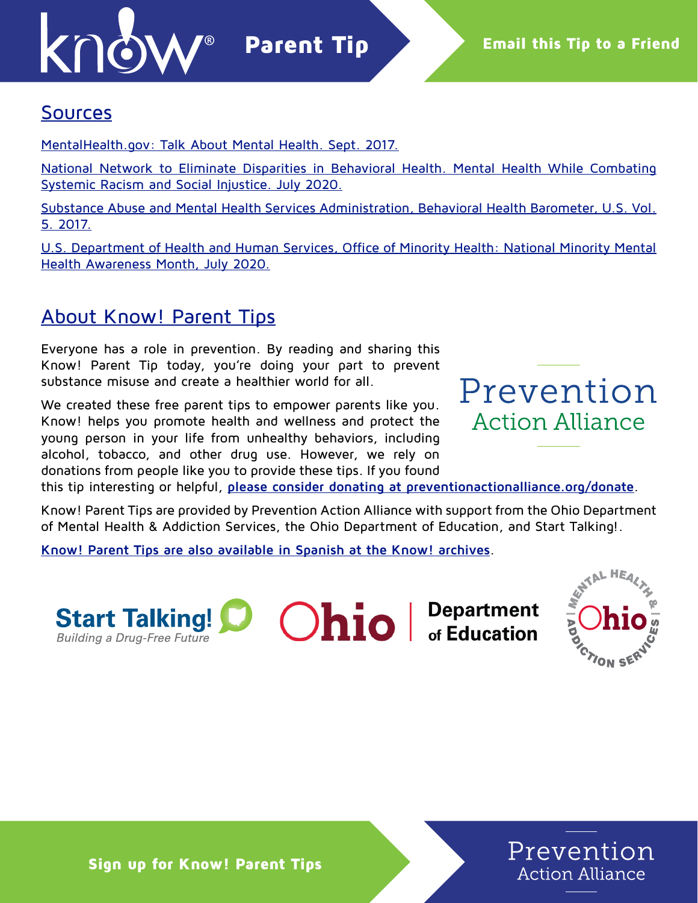## Sources

MentalHealth.gov: Talk About Mental Health. Sept. 2017.

National Network to Eliminate Disparities in Behavioral Health. Mental Health While Combating Systemic Racism and Social Injustice. July 2020.

Substance Abuse and Mental Health Services Administration, Behavioral Health Barometer, U.S. Vol. 5. 2017.

U.S. Department of Health and Human Services, Office of Minority Health: National Minority Mental Health Awareness Month, July 2020.

## About Know! Parent Tips

Everyone has a role in prevention. By reading and sharing this Know! Parent Tip today, you're doing your part to prevent substance misuse and create a healthier world for all.

We created these free parent tips to empower parents like you. Know! helps you promote health and wellness and protect the young person in your life from unhealthy behaviors, including alcohol, tobacco, and other drug use. However, we rely on donations from people like you to provide these tips. If you found this tip interesting or helpful, **please consider donating at preventionactionalliance.org/donate**.

Know! Parent Tips are provided by Prevention Action Alliance with support from the Ohio Department of Mental Health & Addiction Services, the Ohio Department of Education, and Start Talking!.

**Know! Parent Tips are also available in Spanish at the Know! archives**.

**Sign up for Know! Parent Tips**